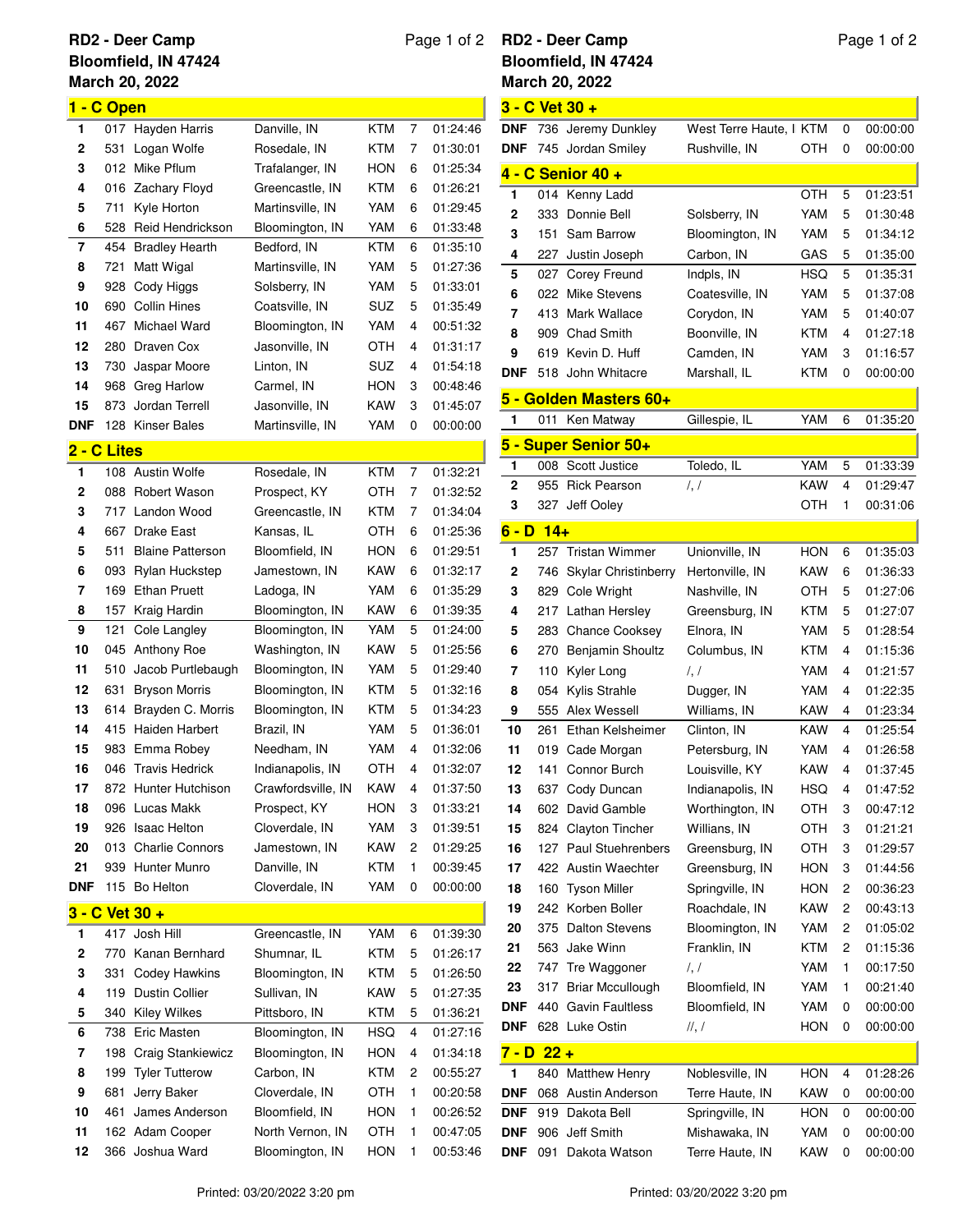**RD2 - Deer Camp**
**Bloomfield, IN 47424**
**March 20, 2022**

## 1 - C Open

| Pos | # | Name | Hometown | Brand | Laps | Time |
|---|---|---|---|---|---|---|
| 1 | 017 | Hayden Harris | Danville, IN | KTM | 7 | 01:24:46 |
| 2 | 531 | Logan Wolfe | Rosedale, IN | KTM | 7 | 01:30:01 |
| 3 | 012 | Mike Pflum | Trafalanger, IN | HON | 6 | 01:25:34 |
| 4 | 016 | Zachary Floyd | Greencastle, IN | KTM | 6 | 01:26:21 |
| 5 | 711 | Kyle Horton | Martinsville, IN | YAM | 6 | 01:29:45 |
| 6 | 528 | Reid Hendrickson | Bloomington, IN | YAM | 6 | 01:33:48 |
| 7 | 454 | Bradley Hearth | Bedford, IN | KTM | 6 | 01:35:10 |
| 8 | 721 | Matt Wigal | Martinsville, IN | YAM | 5 | 01:27:36 |
| 9 | 928 | Cody Higgs | Solsberry, IN | YAM | 5 | 01:33:01 |
| 10 | 690 | Collin Hines | Coatsville, IN | SUZ | 5 | 01:35:49 |
| 11 | 467 | Michael Ward | Bloomington, IN | YAM | 4 | 00:51:32 |
| 12 | 280 | Draven Cox | Jasonville, IN | OTH | 4 | 01:31:17 |
| 13 | 730 | Jaspar Moore | Linton, IN | SUZ | 4 | 01:54:18 |
| 14 | 968 | Greg Harlow | Carmel, IN | HON | 3 | 00:48:46 |
| 15 | 873 | Jordan Terrell | Jasonville, IN | KAW | 3 | 01:45:07 |
| DNF | 128 | Kinser Bales | Martinsville, IN | YAM | 0 | 00:00:00 |

## 2 - C Lites

| Pos | # | Name | Hometown | Brand | Laps | Time |
|---|---|---|---|---|---|---|
| 1 | 108 | Austin Wolfe | Rosedale, IN | KTM | 7 | 01:32:21 |
| 2 | 088 | Robert Wason | Prospect, KY | OTH | 7 | 01:32:52 |
| 3 | 717 | Landon Wood | Greencastle, IN | KTM | 7 | 01:34:04 |
| 4 | 667 | Drake East | Kansas, IL | OTH | 6 | 01:25:36 |
| 5 | 511 | Blaine Patterson | Bloomfield, IN | HON | 6 | 01:29:51 |
| 6 | 093 | Rylan Huckstep | Jamestown, IN | KAW | 6 | 01:32:17 |
| 7 | 169 | Ethan Pruett | Ladoga, IN | YAM | 6 | 01:35:29 |
| 8 | 157 | Kraig Hardin | Bloomington, IN | KAW | 6 | 01:39:35 |
| 9 | 121 | Cole Langley | Bloomington, IN | YAM | 5 | 01:24:00 |
| 10 | 045 | Anthony Roe | Washington, IN | KAW | 5 | 01:25:56 |
| 11 | 510 | Jacob Purtlebaugh | Bloomington, IN | YAM | 5 | 01:29:40 |
| 12 | 631 | Bryson Morris | Bloomington, IN | KTM | 5 | 01:32:16 |
| 13 | 614 | Brayden C. Morris | Bloomington, IN | KTM | 5 | 01:34:23 |
| 14 | 415 | Haiden Harbert | Brazil, IN | YAM | 5 | 01:36:01 |
| 15 | 983 | Emma Robey | Needham, IN | YAM | 4 | 01:32:06 |
| 16 | 046 | Travis Hedrick | Indianapolis, IN | OTH | 4 | 01:32:07 |
| 17 | 872 | Hunter Hutchison | Crawfordsville, IN | KAW | 4 | 01:37:50 |
| 18 | 096 | Lucas Makk | Prospect, KY | HON | 3 | 01:33:21 |
| 19 | 926 | Isaac Helton | Cloverdale, IN | YAM | 3 | 01:39:51 |
| 20 | 013 | Charlie Connors | Jamestown, IN | KAW | 2 | 01:29:25 |
| 21 | 939 | Hunter Munro | Danville, IN | KTM | 1 | 00:39:45 |
| DNF | 115 | Bo Helton | Cloverdale, IN | YAM | 0 | 00:00:00 |

## 3 - C Vet 30 +

| Pos | # | Name | Hometown | Brand | Laps | Time |
|---|---|---|---|---|---|---|
| 1 | 417 | Josh Hill | Greencastle, IN | YAM | 6 | 01:39:30 |
| 2 | 770 | Kanan Bernhard | Shumnar, IL | KTM | 5 | 01:26:17 |
| 3 | 331 | Codey Hawkins | Bloomington, IN | KTM | 5 | 01:26:50 |
| 4 | 119 | Dustin Collier | Sullivan, IN | KAW | 5 | 01:27:35 |
| 5 | 340 | Kiley Wilkes | Pittsboro, IN | KTM | 5 | 01:36:21 |
| 6 | 738 | Eric Masten | Bloomington, IN | HSQ | 4 | 01:27:16 |
| 7 | 198 | Craig Stankiewicz | Bloomington, IN | HON | 4 | 01:34:18 |
| 8 | 199 | Tyler Tutterow | Carbon, IN | KTM | 2 | 00:55:27 |
| 9 | 681 | Jerry Baker | Cloverdale, IN | OTH | 1 | 00:20:58 |
| 10 | 461 | James Anderson | Bloomfield, IN | HON | 1 | 00:26:52 |
| 11 | 162 | Adam Cooper | North Vernon, IN | OTH | 1 | 00:47:05 |
| 12 | 366 | Joshua Ward | Bloomington, IN | HON | 1 | 00:53:46 |
| DNF | 736 | Jeremy Dunkley | West Terre Haute, I | KTM | 0 | 00:00:00 |
| DNF | 745 | Jordan Smiley | Rushville, IN | OTH | 0 | 00:00:00 |

## 4 - C Senior 40 +

| Pos | # | Name | Hometown | Brand | Laps | Time |
|---|---|---|---|---|---|---|
| 1 | 014 | Kenny Ladd | | OTH | 5 | 01:23:51 |
| 2 | 333 | Donnie Bell | Solsberry, IN | YAM | 5 | 01:30:48 |
| 3 | 151 | Sam Barrow | Bloomington, IN | YAM | 5 | 01:34:12 |
| 4 | 227 | Justin Joseph | Carbon, IN | GAS | 5 | 01:35:00 |
| 5 | 027 | Corey Freund | Indpls, IN | HSQ | 5 | 01:35:31 |
| 6 | 022 | Mike Stevens | Coatesville, IN | YAM | 5 | 01:37:08 |
| 7 | 413 | Mark Wallace | Corydon, IN | YAM | 5 | 01:40:07 |
| 8 | 909 | Chad Smith | Boonville, IN | KTM | 4 | 01:27:18 |
| 9 | 619 | Kevin D. Huff | Camden, IN | YAM | 3 | 01:16:57 |
| DNF | 518 | John Whitacre | Marshall, IL | KTM | 0 | 00:00:00 |

## 5 - Golden Masters 60+

| Pos | # | Name | Hometown | Brand | Laps | Time |
|---|---|---|---|---|---|---|
| 1 | 011 | Ken Matway | Gillespie, IL | YAM | 6 | 01:35:20 |

## 5 - Super Senior 50+

| Pos | # | Name | Hometown | Brand | Laps | Time |
|---|---|---|---|---|---|---|
| 1 | 008 | Scott Justice | Toledo, IL | YAM | 5 | 01:33:39 |
| 2 | 955 | Rick Pearson | /, / | KAW | 4 | 01:29:47 |
| 3 | 327 | Jeff Ooley | | OTH | 1 | 00:31:06 |

## 6 - D 14+

| Pos | # | Name | Hometown | Brand | Laps | Time |
|---|---|---|---|---|---|---|
| 1 | 257 | Tristan Wimmer | Unionville, IN | HON | 6 | 01:35:03 |
| 2 | 746 | Skylar Christinberry | Hertonville, IN | KAW | 6 | 01:36:33 |
| 3 | 829 | Cole Wright | Nashville, IN | OTH | 5 | 01:27:06 |
| 4 | 217 | Lathan Hersley | Greensburg, IN | KTM | 5 | 01:27:07 |
| 5 | 283 | Chance Cooksey | Elnora, IN | YAM | 5 | 01:28:54 |
| 6 | 270 | Benjamin Shoultz | Columbus, IN | KTM | 4 | 01:15:36 |
| 7 | 110 | Kyler Long | /, / | YAM | 4 | 01:21:57 |
| 8 | 054 | Kylis Strahle | Dugger, IN | YAM | 4 | 01:22:35 |
| 9 | 555 | Alex Wessell | Williams, IN | KAW | 4 | 01:23:34 |
| 10 | 261 | Ethan Kelsheimer | Clinton, IN | KAW | 4 | 01:25:54 |
| 11 | 019 | Cade Morgan | Petersburg, IN | YAM | 4 | 01:26:58 |
| 12 | 141 | Connor Burch | Louisville, KY | KAW | 4 | 01:37:45 |
| 13 | 637 | Cody Duncan | Indianapolis, IN | HSQ | 4 | 01:47:52 |
| 14 | 602 | David Gamble | Worthington, IN | OTH | 3 | 00:47:12 |
| 15 | 824 | Clayton Tincher | Willians, IN | OTH | 3 | 01:21:21 |
| 16 | 127 | Paul Stuehrenbers | Greensburg, IN | OTH | 3 | 01:29:57 |
| 17 | 422 | Austin Waechter | Greensburg, IN | HON | 3 | 01:44:56 |
| 18 | 160 | Tyson Miller | Springville, IN | HON | 2 | 00:36:23 |
| 19 | 242 | Korben Boller | Roachdale, IN | KAW | 2 | 00:43:13 |
| 20 | 375 | Dalton Stevens | Bloomington, IN | YAM | 2 | 01:05:02 |
| 21 | 563 | Jake Winn | Franklin, IN | KTM | 2 | 01:15:36 |
| 22 | 747 | Tre Waggoner | /, / | YAM | 1 | 00:17:50 |
| 23 | 317 | Briar Mccullough | Bloomfield, IN | YAM | 1 | 00:21:40 |
| DNF | 440 | Gavin Faultless | Bloomfield, IN | YAM | 0 | 00:00:00 |
| DNF | 628 | Luke Ostin | //, / | HON | 0 | 00:00:00 |

## 7 - D 22 +

| Pos | # | Name | Hometown | Brand | Laps | Time |
|---|---|---|---|---|---|---|
| 1 | 840 | Matthew Henry | Noblesville, IN | HON | 4 | 01:28:26 |
| DNF | 068 | Austin Anderson | Terre Haute, IN | KAW | 0 | 00:00:00 |
| DNF | 919 | Dakota Bell | Springville, IN | HON | 0 | 00:00:00 |
| DNF | 906 | Jeff Smith | Mishawaka, IN | YAM | 0 | 00:00:00 |
| DNF | 091 | Dakota Watson | Terre Haute, IN | KAW | 0 | 00:00:00 |

Printed: 03/20/2022 3:20 pm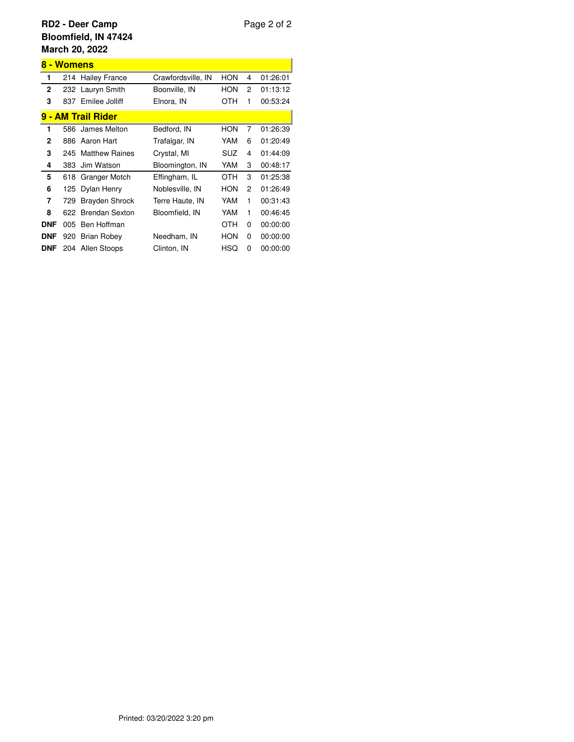**RD2 - Deer Camp**
**Bloomfield, IN 47424**
**March 20, 2022**

## 8 - Womens

| | | | | | | |
|---|---|---|---|---|---|---|
| 1 | 214 | Hailey France | Crawfordsville, IN | HON | 4 | 01:26:01 |
| 2 | 232 | Lauryn Smith | Boonville, IN | HON | 2 | 01:13:12 |
| 3 | 837 | Emilee Jolliff | Elnora, IN | OTH | 1 | 00:53:24 |

## 9 - AM Trail Rider

| | | | | | | |
|---|---|---|---|---|---|---|
| 1 | 586 | James Melton | Bedford, IN | HON | 7 | 01:26:39 |
| 2 | 886 | Aaron Hart | Trafalgar, IN | YAM | 6 | 01:20:49 |
| 3 | 245 | Matthew Raines | Crystal, MI | SUZ | 4 | 01:44:09 |
| 4 | 383 | Jim Watson | Bloomington, IN | YAM | 3 | 00:48:17 |
| 5 | 618 | Granger Motch | Effingham, IL | OTH | 3 | 01:25:38 |
| 6 | 125 | Dylan Henry | Noblesville, IN | HON | 2 | 01:26:49 |
| 7 | 729 | Brayden Shrock | Terre Haute, IN | YAM | 1 | 00:31:43 |
| 8 | 622 | Brendan Sexton | Bloomfield, IN | YAM | 1 | 00:46:45 |
| DNF | 005 | Ben Hoffman | | OTH | 0 | 00:00:00 |
| DNF | 920 | Brian Robey | Needham, IN | HON | 0 | 00:00:00 |
| DNF | 204 | Allen Stoops | Clinton, IN | HSQ | 0 | 00:00:00 |

Printed: 03/20/2022 3:20 pm